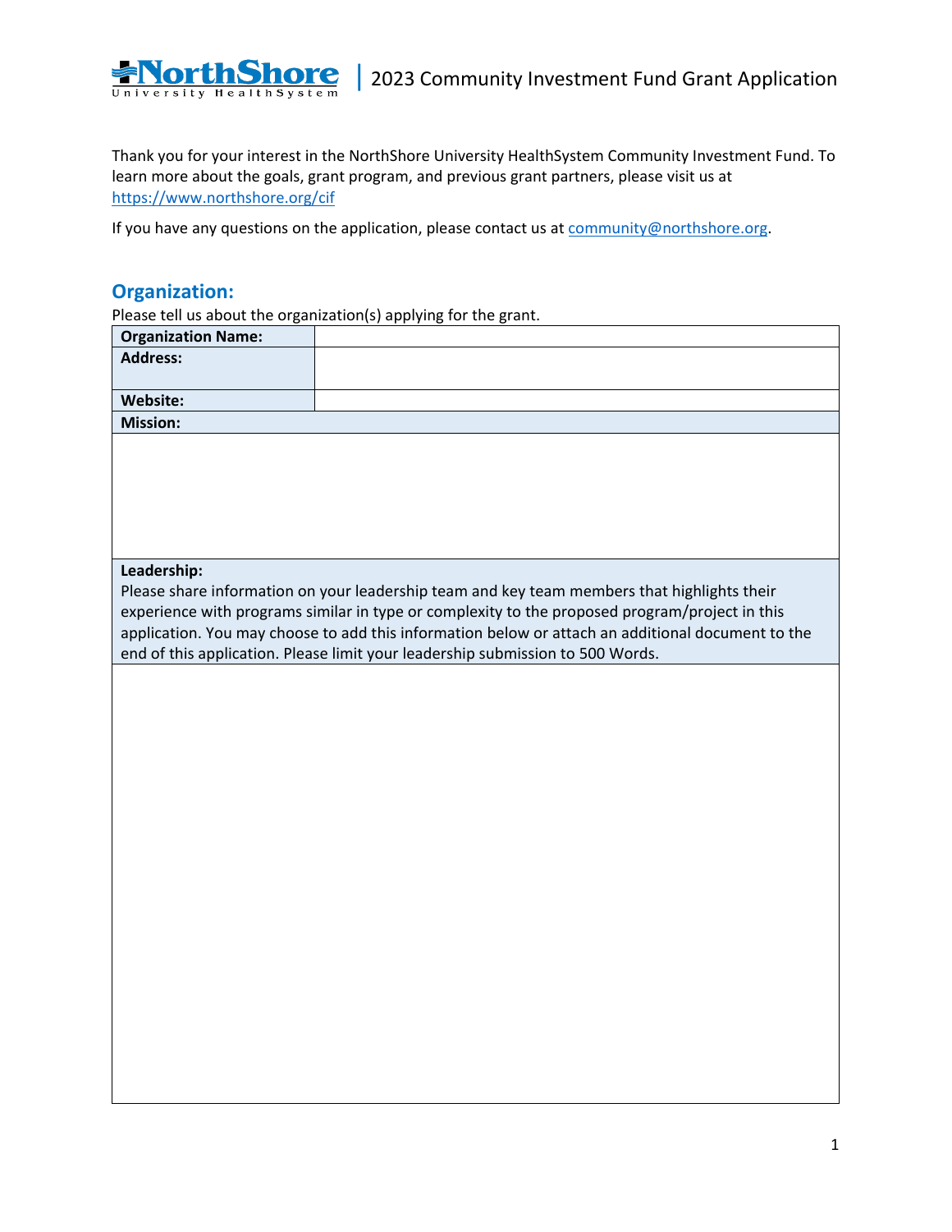# 2023 Community Investment Fund Grant Application

Thank you for your interest in the NorthShore University HealthSystem Community Investment Fund. To learn more about the goals, grant program, and previous grant partners, please visit us at https://www.northshore.org/cif

If you have any questions on the application, please contact us at community@northshore.org.

## Organization:

Please tell us about the organization(s) applying for the grant.

| **Organization Name:** | |
|---|---|
| **Address:** | |
| **Website:** | |
| **Mission:** | |
| | |
| **Leadership:** Please share information on your leadership team and key team members that highlights their experience with programs similar in type or complexity to the proposed program/project in this application. You may choose to add this information below or attach an additional document to the end of this application. Please limit your leadership submission to 500 Words. | |
| | |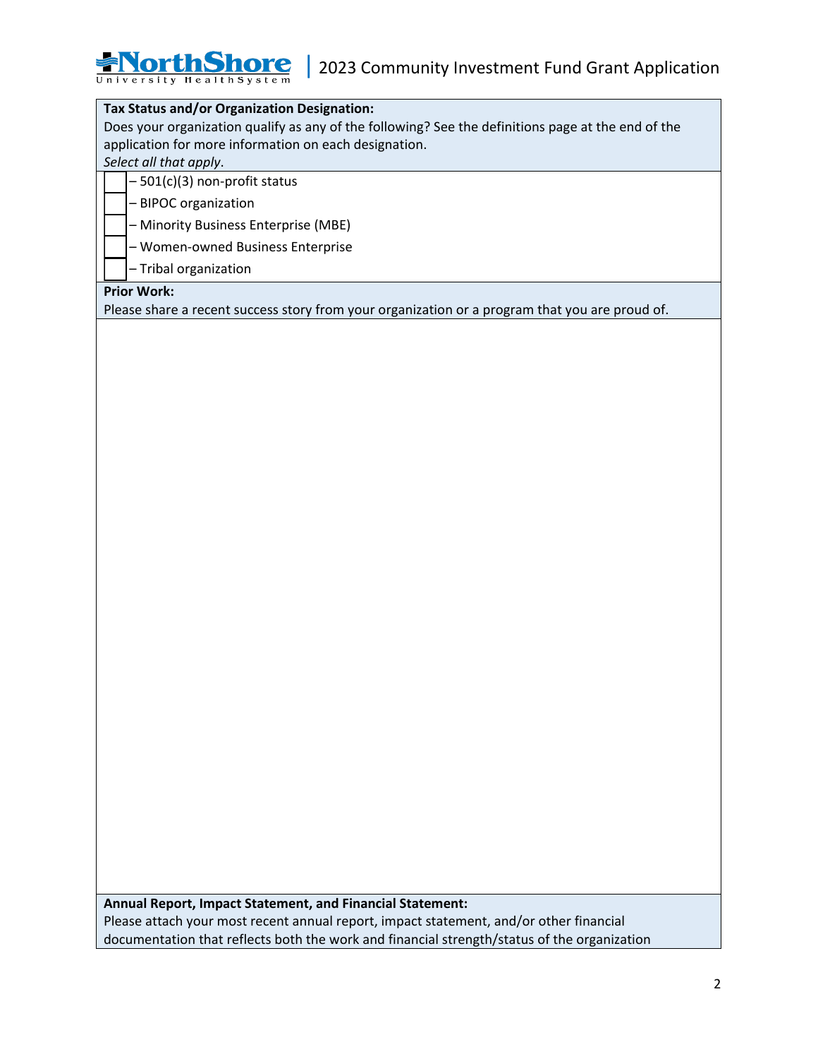**Tax Status and/or Organization Designation:**
Does your organization qualify as any of the following? See the definitions page at the end of the application for more information on each designation.
*Select all that apply*.

- ☐ – 501(c)(3) non-profit status
- ☐ – BIPOC organization
- ☐ – Minority Business Enterprise (MBE)
- ☐ – Women-owned Business Enterprise
- ☐ – Tribal organization

**Prior Work:**
Please share a recent success story from your organization or a program that you are proud of.

**Annual Report, Impact Statement, and Financial Statement:**
Please attach your most recent annual report, impact statement, and/or other financial documentation that reflects both the work and financial strength/status of the organization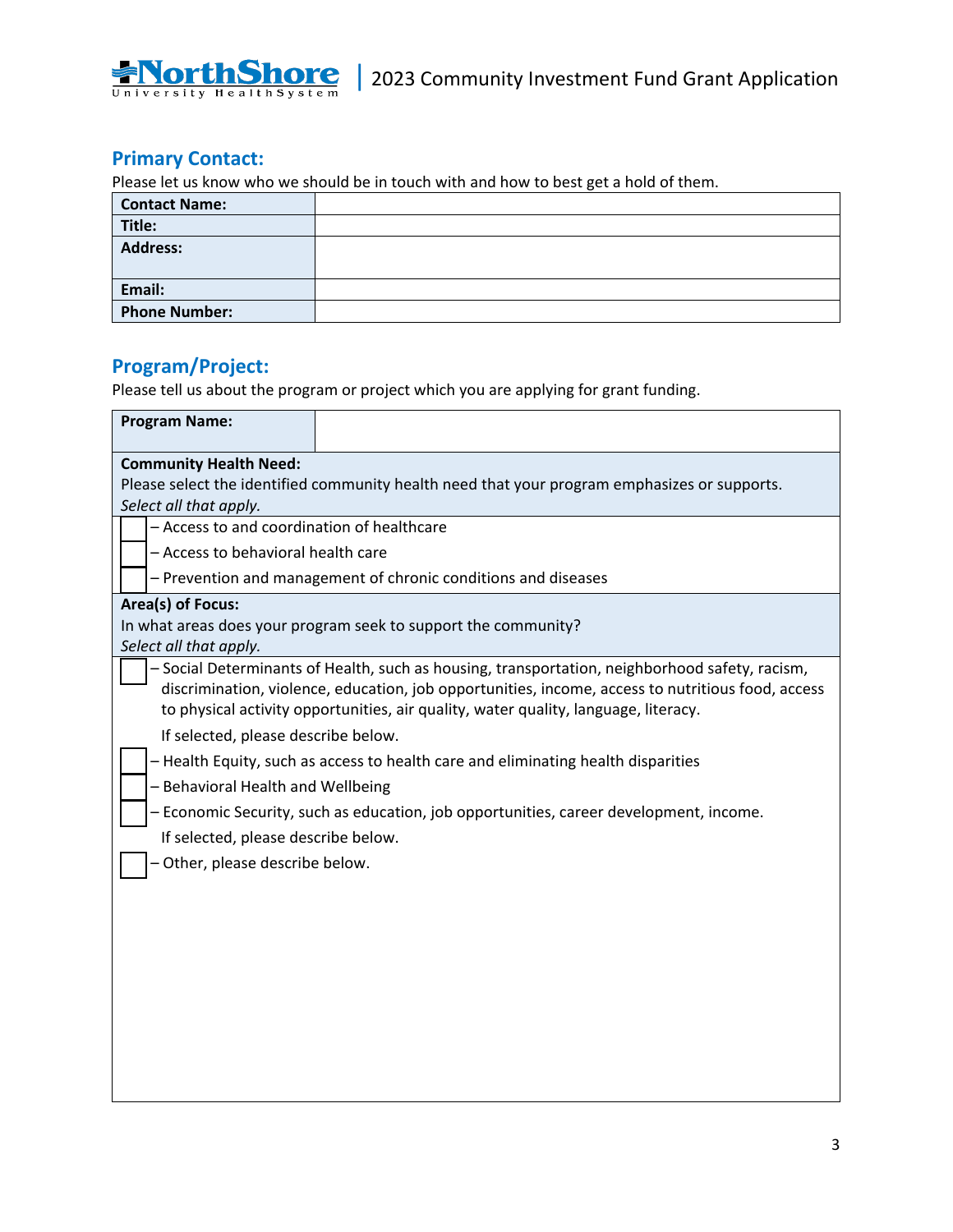## Primary Contact:

Please let us know who we should be in touch with and how to best get a hold of them.

| **Contact Name:** | |
|---|---|
| **Title:** | |
| **Address:** | |
| **Email:** | |
| **Phone Number:** | |

## Program/Project:

Please tell us about the program or project which you are applying for grant funding.

| **Program Name:** | |
|---|---|

**Community Health Need:**
Please select the identified community health need that your program emphasizes or supports.
*Select all that apply.*

- [ ] – Access to and coordination of healthcare
- [ ] – Access to behavioral health care
- [ ] – Prevention and management of chronic conditions and diseases

**Area(s) of Focus:**
In what areas does your program seek to support the community?
*Select all that apply.*

- [ ] – Social Determinants of Health, such as housing, transportation, neighborhood safety, racism, discrimination, violence, education, job opportunities, income, access to nutritious food, access to physical activity opportunities, air quality, water quality, language, literacy.

  If selected, please describe below.
- [ ] – Health Equity, such as access to health care and eliminating health disparities
- [ ] – Behavioral Health and Wellbeing
- [ ] – Economic Security, such as education, job opportunities, career development, income.

  If selected, please describe below.
- [ ] – Other, please describe below.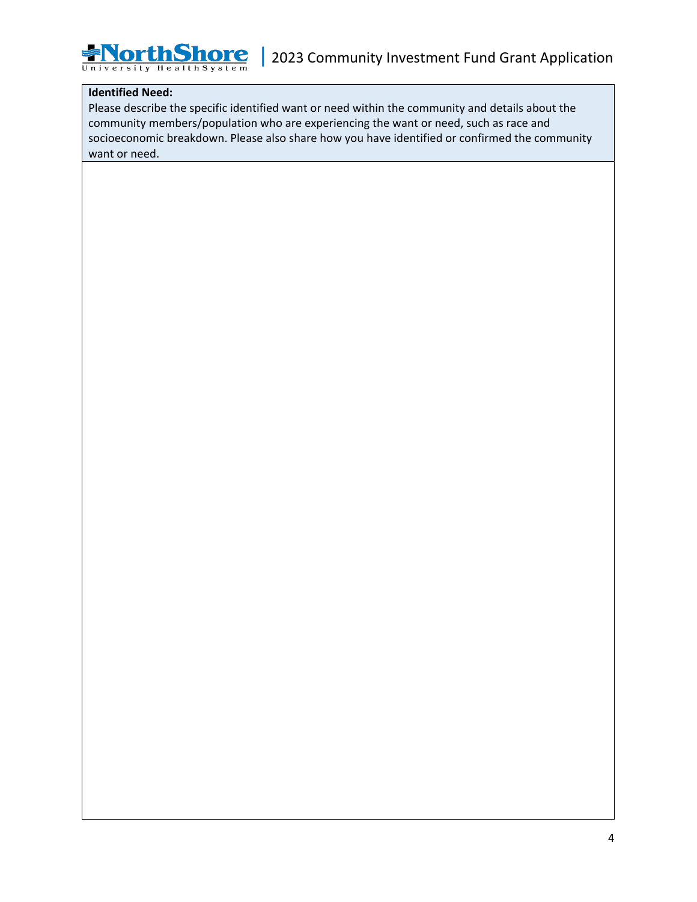**Identified Need:**

Please describe the specific identified want or need within the community and details about the community members/population who are experiencing the want or need, such as race and socioeconomic breakdown. Please also share how you have identified or confirmed the community want or need.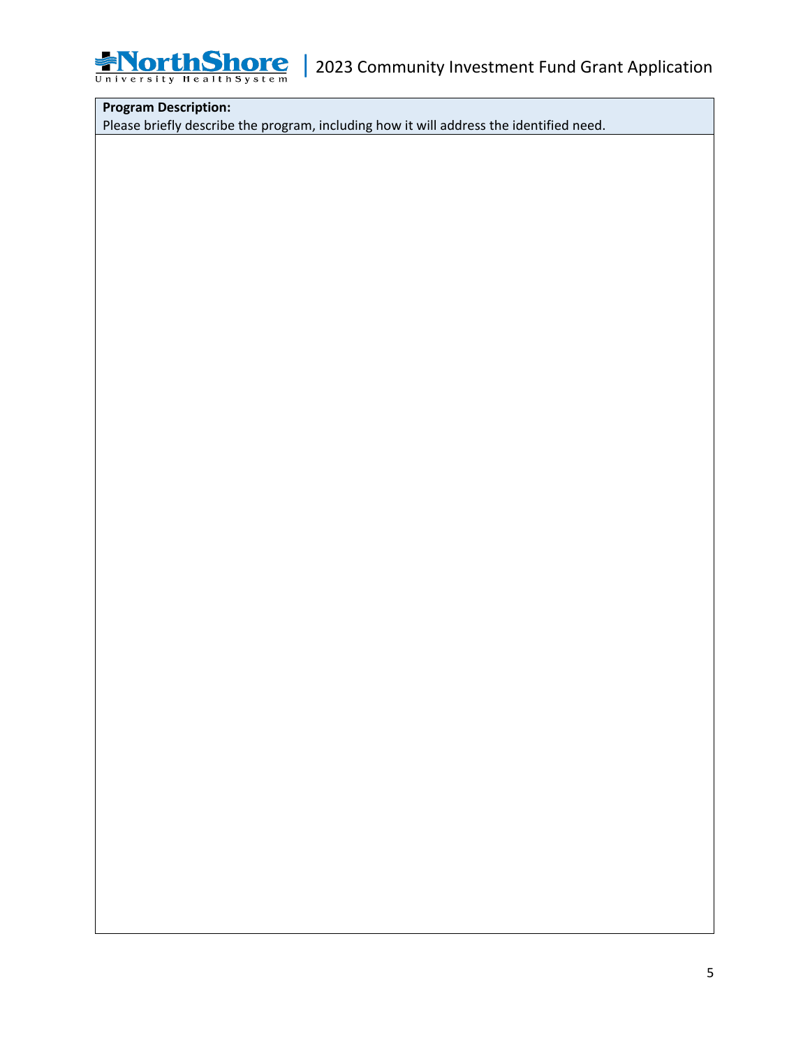| **Program Description:**<br>Please briefly describe the program, including how it will address the identified need. |
| --- |
| |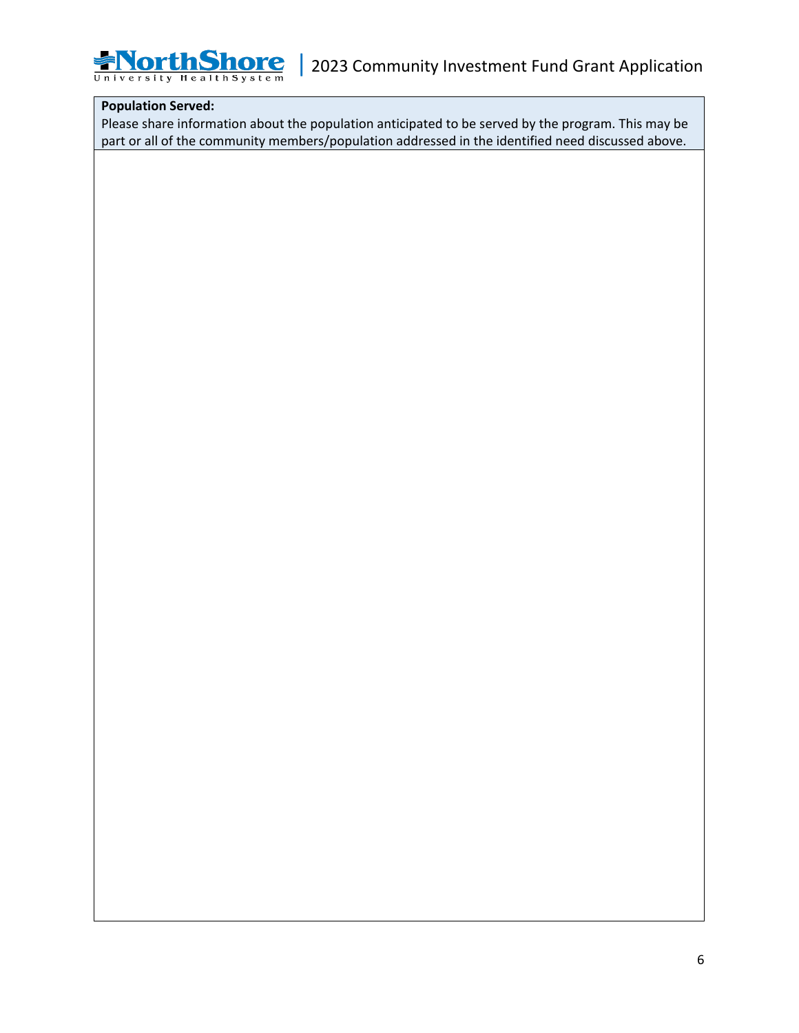**Population Served:**

Please share information about the population anticipated to be served by the program. This may be part or all of the community members/population addressed in the identified need discussed above.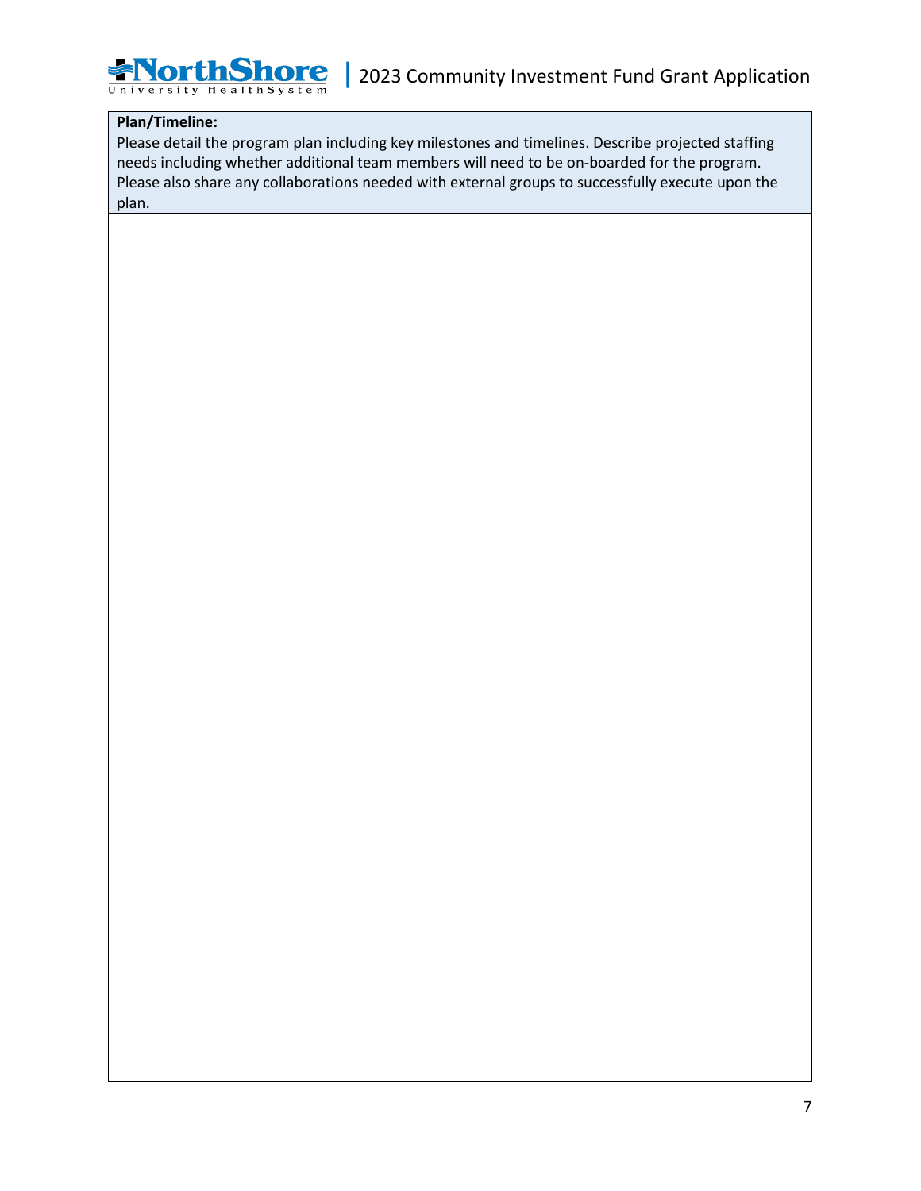**Plan/Timeline:**

Please detail the program plan including key milestones and timelines. Describe projected staffing needs including whether additional team members will need to be on-boarded for the program. Please also share any collaborations needed with external groups to successfully execute upon the plan.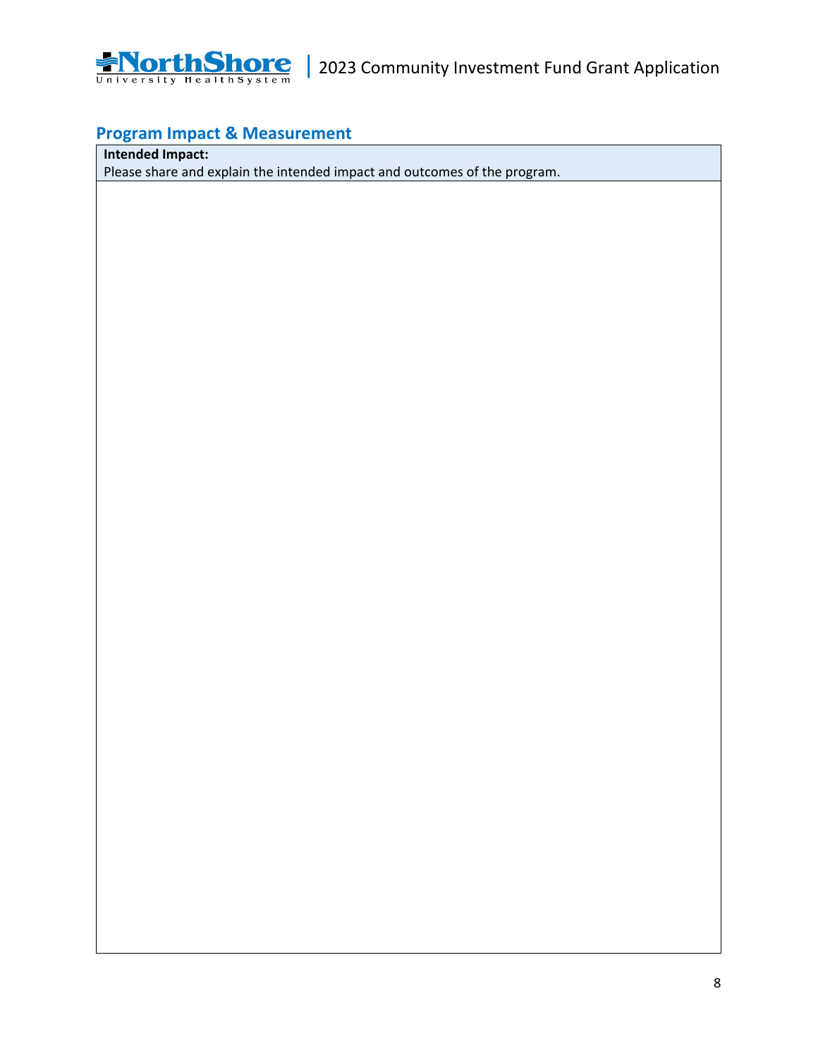## Program Impact & Measurement

| **Intended Impact:**<br>Please share and explain the intended impact and outcomes of the program. |
| --- |
| |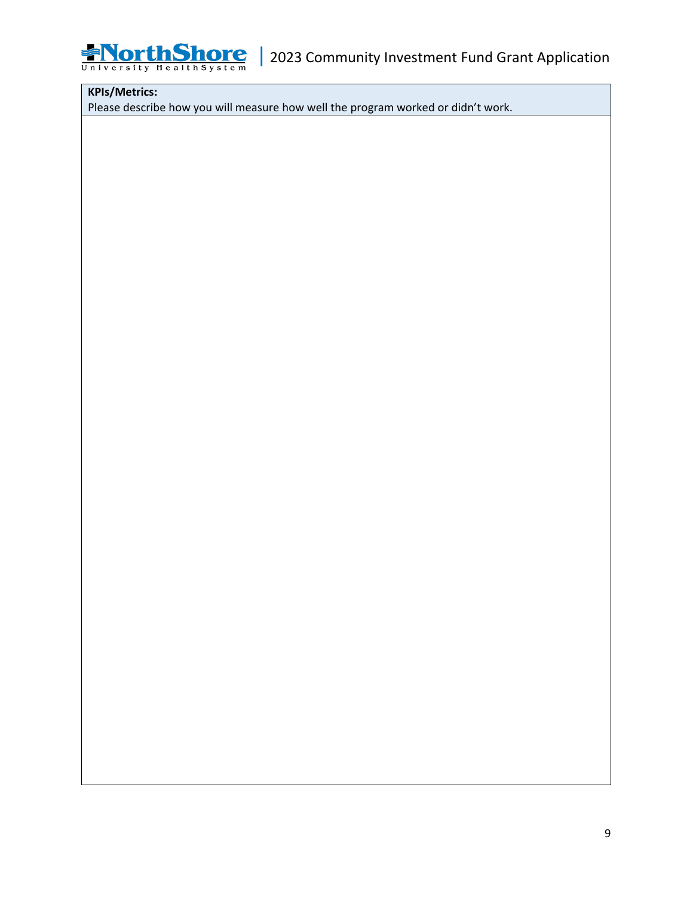**KPIs/Metrics:**

Please describe how you will measure how well the program worked or didn't work.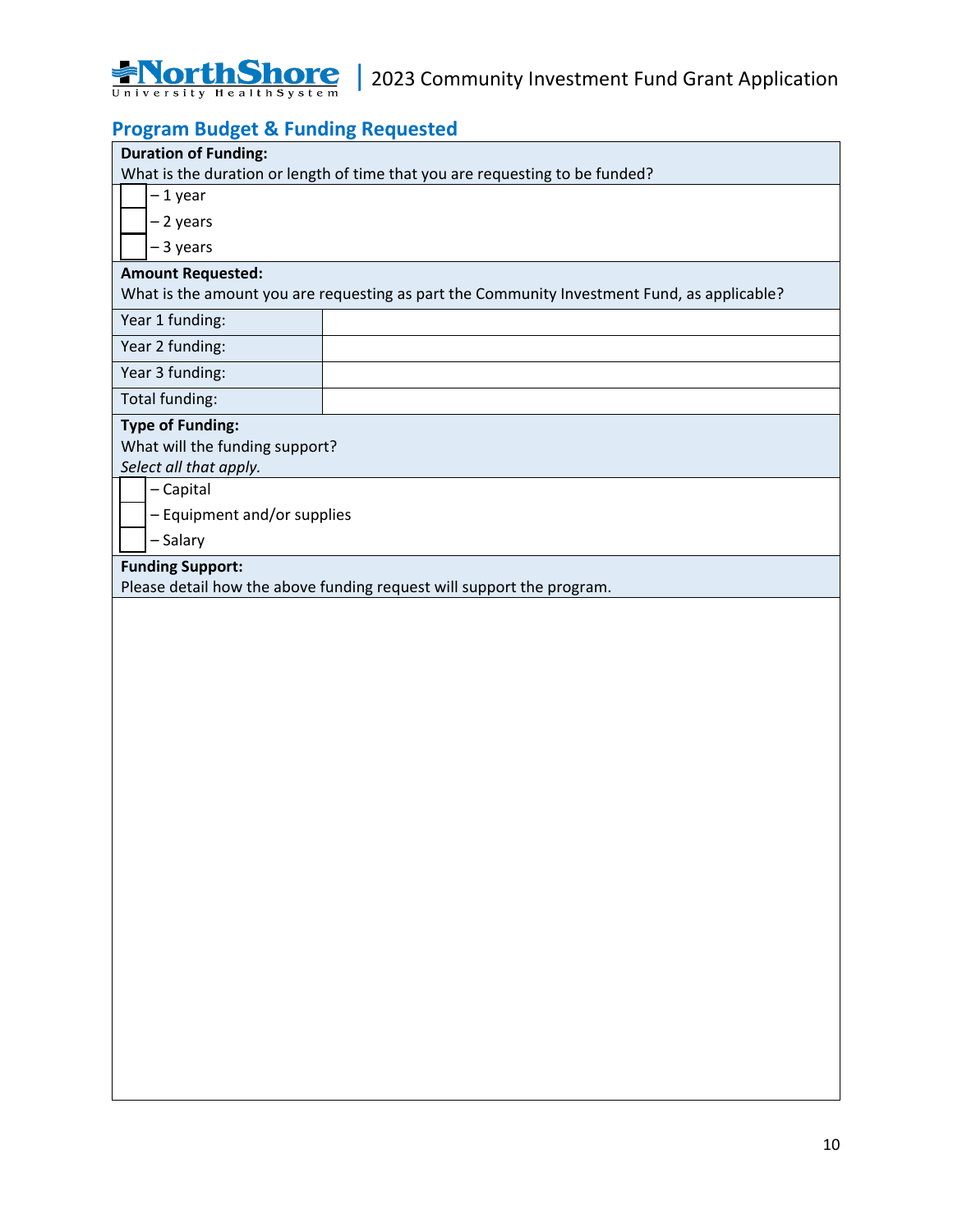## Program Budget & Funding Requested

**Duration of Funding:**
What is the duration or length of time that you are requesting to be funded?

- [ ] – 1 year
- [ ] – 2 years
- [ ] – 3 years

**Amount Requested:**
What is the amount you are requesting as part the Community Investment Fund, as applicable?

| | |
|---|---|
| Year 1 funding: | |
| Year 2 funding: | |
| Year 3 funding: | |
| Total funding: | |

**Type of Funding:**
What will the funding support?
*Select all that apply.*

- [ ] – Capital
- [ ] – Equipment and/or supplies
- [ ] – Salary

**Funding Support:**
Please detail how the above funding request will support the program.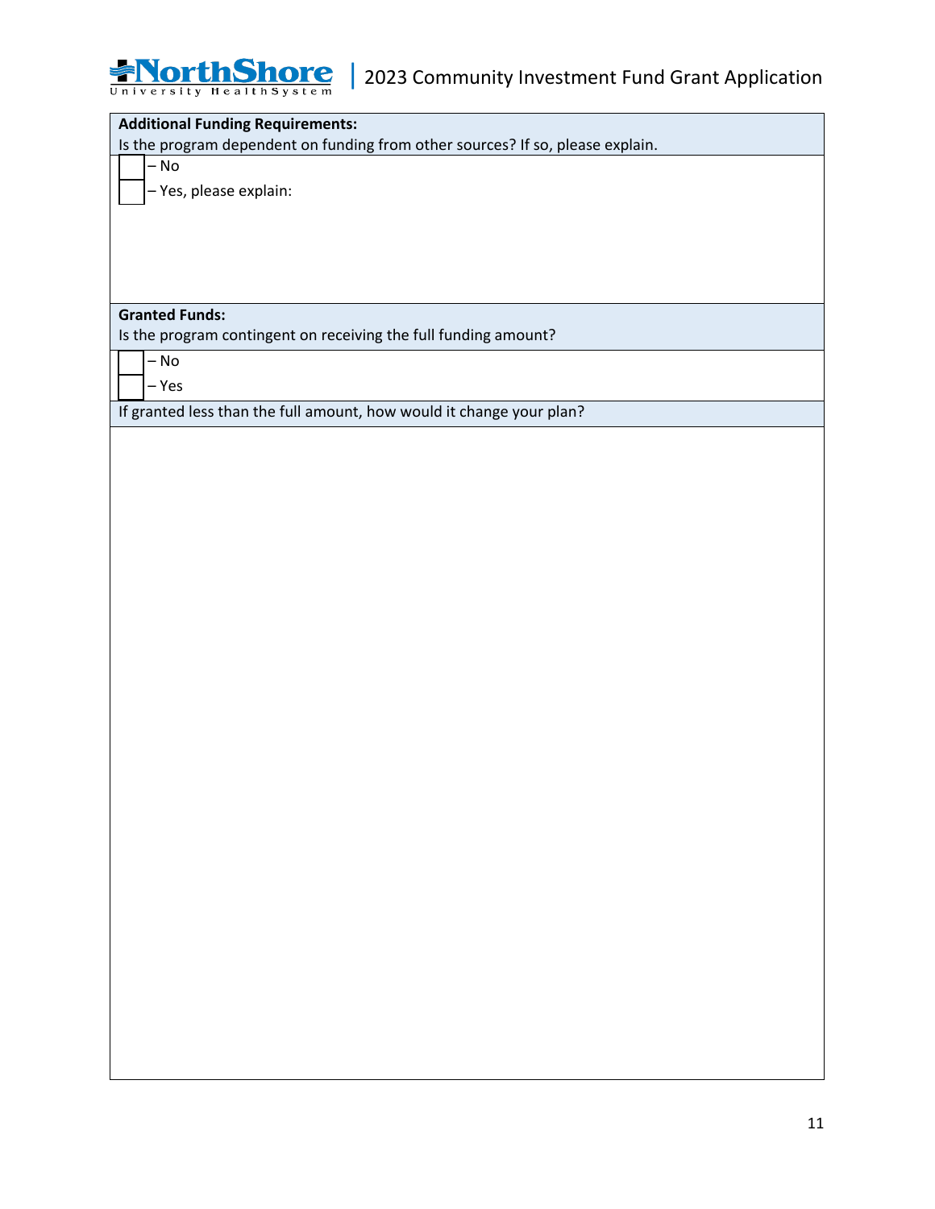**Additional Funding Requirements:**

Is the program dependent on funding from other sources? If so, please explain.

☐ – No

☐ – Yes, please explain:

**Granted Funds:**

Is the program contingent on receiving the full funding amount?

☐ – No

☐ – Yes

If granted less than the full amount, how would it change your plan?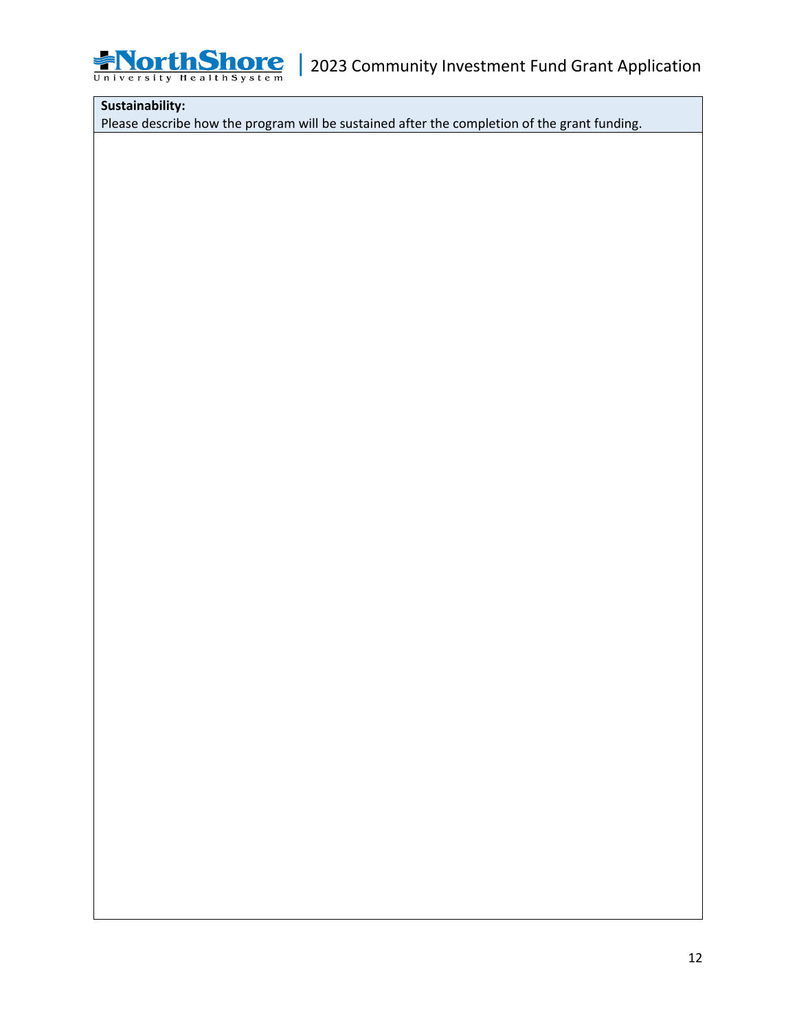**Sustainability:**

Please describe how the program will be sustained after the completion of the grant funding.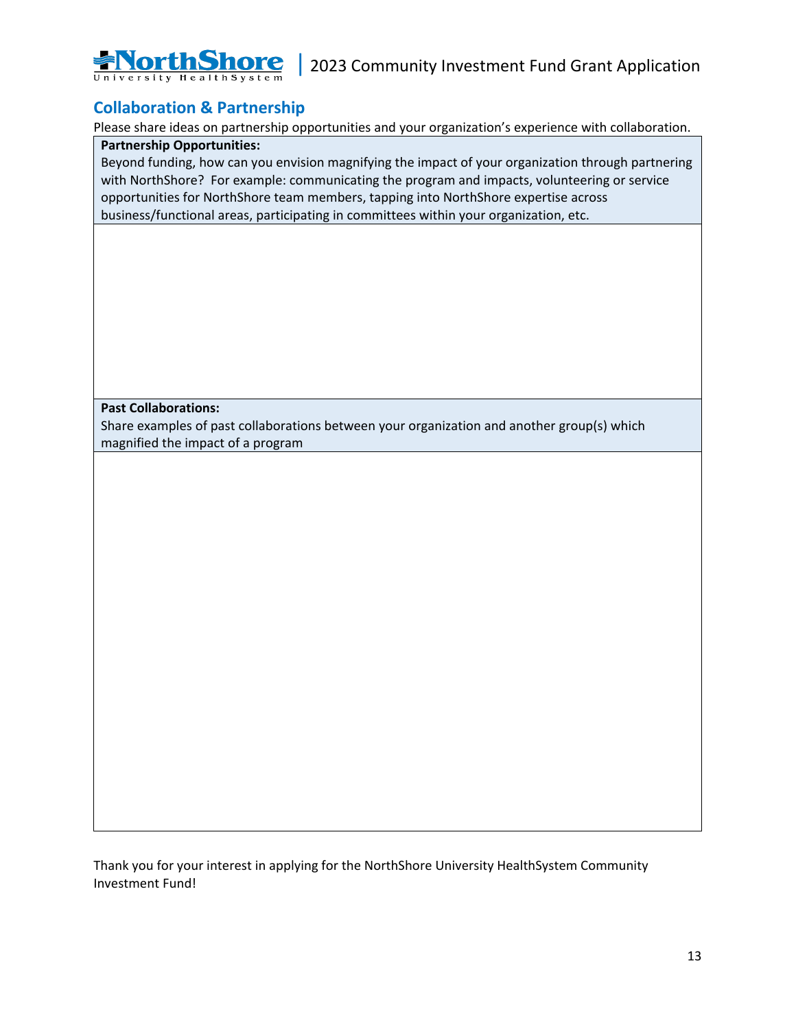## Collaboration & Partnership

Please share ideas on partnership opportunities and your organization's experience with collaboration.

| **Partnership Opportunities:** Beyond funding, how can you envision magnifying the impact of your organization through partnering with NorthShore? For example: communicating the program and impacts, volunteering or service opportunities for NorthShore team members, tapping into NorthShore expertise across business/functional areas, participating in committees within your organization, etc. |
|---|
| |
| **Past Collaborations:** Share examples of past collaborations between your organization and another group(s) which magnified the impact of a program |
| |

Thank you for your interest in applying for the NorthShore University HealthSystem Community Investment Fund!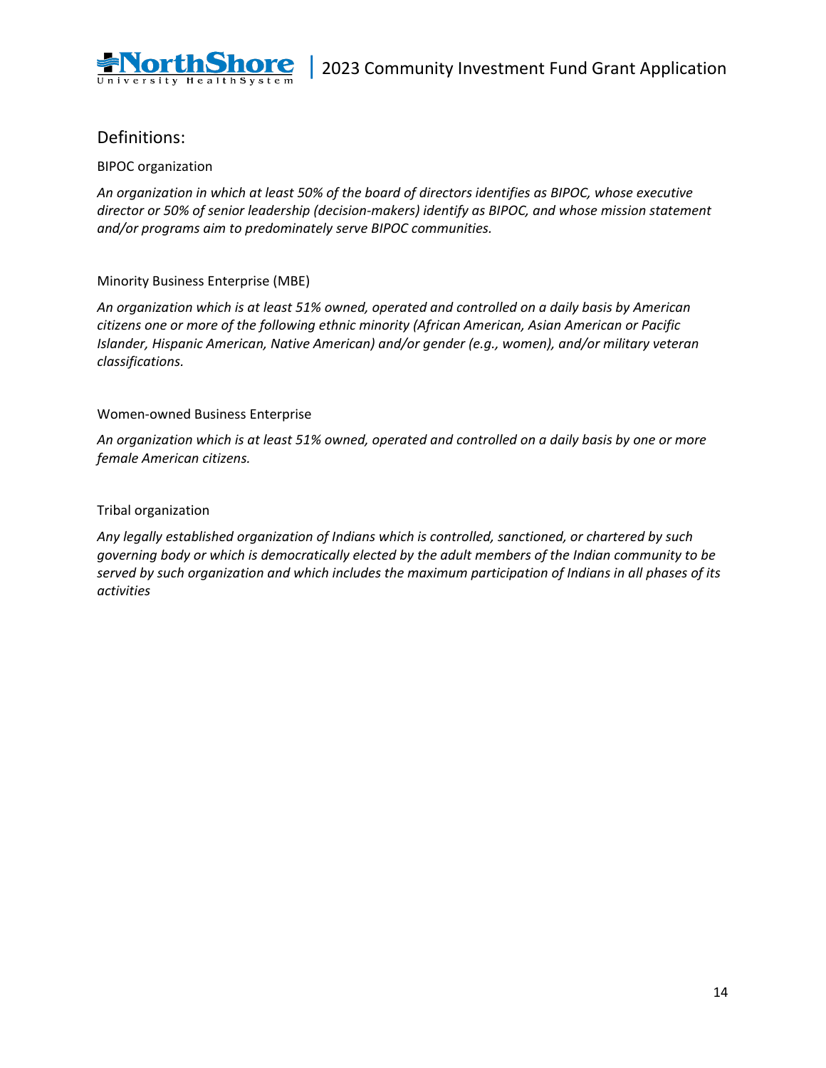## Definitions:

### BIPOC organization

*An organization in which at least 50% of the board of directors identifies as BIPOC, whose executive director or 50% of senior leadership (decision-makers) identify as BIPOC, and whose mission statement and/or programs aim to predominately serve BIPOC communities.*

### Minority Business Enterprise (MBE)

*An organization which is at least 51% owned, operated and controlled on a daily basis by American citizens one or more of the following ethnic minority (African American, Asian American or Pacific Islander, Hispanic American, Native American) and/or gender (e.g., women), and/or military veteran classifications.*

### Women-owned Business Enterprise

*An organization which is at least 51% owned, operated and controlled on a daily basis by one or more female American citizens.*

### Tribal organization

*Any legally established organization of Indians which is controlled, sanctioned, or chartered by such governing body or which is democratically elected by the adult members of the Indian community to be served by such organization and which includes the maximum participation of Indians in all phases of its activities*